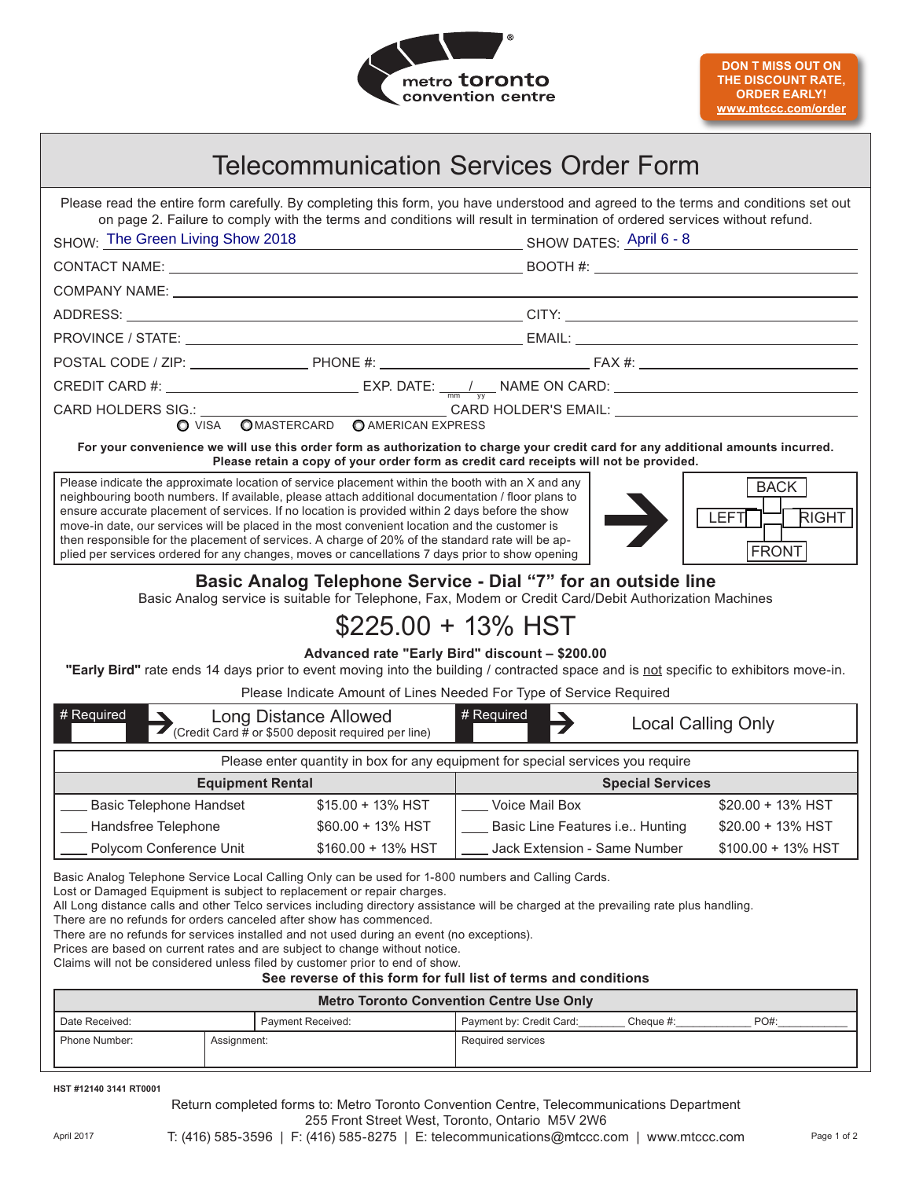metro toronto convention centre

**DON T MISS OUT ON THE DISCOUNT RATE, ORDER EARLY! www.mtccc.com/order**

# Telecommunication Services Order Form

Please read the entire form carefully. By completing this form, you have understood and agreed to the terms and conditions set out on page 2. Failure to comply with the terms and conditions will result in termination of ordered services without refund.

SHOW: The Green Living Show 2018 SHOW DATES: April 6 - 8

CONTACT NAME: ____________________ BOOTH #: ____________________

COMPANY NAME: ____________________

ADDRESS: ____________________ CITY: ____________________

PROVINCE / STATE: ____________________ EMAIL: ____________________

POSTAL CODE / ZIP: ____________ PHONE #: ____________ FAX #: ____________

CREDIT CARD #: ____________ EXP. DATE: ___/___ (mm yy) NAME ON CARD: ____________

CARD HOLDERS SIG.: ____________ CARD HOLDER'S EMAIL: ____________

○ VISA ○ MASTERCARD ○ AMERICAN EXPRESS

**For your convenience we will use this order form as authorization to charge your credit card for any additional amounts incurred. Please retain a copy of your order form as credit card receipts will not be provided.**

Please indicate the approximate location of service placement within the booth with an X and any neighbouring booth numbers. If available, please attach additional documentation / floor plans to ensure accurate placement of services. If no location is provided within 2 days before the show move-in date, our services will be placed in the most convenient location and the customer is then responsible for the placement of services. A charge of 20% of the standard rate will be applied per services ordered for any changes, moves or cancellations 7 days prior to show opening

BACK / LEFT / RIGHT / FRONT

## Basic Analog Telephone Service - Dial "7" for an outside line

Basic Analog service is suitable for Telephone, Fax, Modem or Credit Card/Debit Authorization Machines

## $225.00 + 13% HST

**Advanced rate "Early Bird" discount – $200.00**

**"Early Bird"** rate ends 14 days prior to event moving into the building / contracted space and is not specific to exhibitors move-in.

Please Indicate Amount of Lines Needed For Type of Service Required

| # Required | Long Distance Allowed (Credit Card # or $500 deposit required per line) | # Required | Local Calling Only |
|---|---|---|---|
| | | | |

Please enter quantity in box for any equipment for special services you require

| Equipment Rental | | Special Services | |
|---|---|---|---|
| ___ Basic Telephone Handset | $15.00 + 13% HST | ___ Voice Mail Box | $20.00 + 13% HST |
| ___ Handsfree Telephone | $60.00 + 13% HST | ___ Basic Line Features i.e.. Hunting | $20.00 + 13% HST |
| ___ Polycom Conference Unit | $160.00 + 13% HST | ___ Jack Extension - Same Number | $100.00 + 13% HST |

Basic Analog Telephone Service Local Calling Only can be used for 1-800 numbers and Calling Cards.
Lost or Damaged Equipment is subject to replacement or repair charges.
All Long distance calls and other Telco services including directory assistance will be charged at the prevailing rate plus handling.
There are no refunds for orders canceled after show has commenced.
There are no refunds for services installed and not used during an event (no exceptions).
Prices are based on current rates and are subject to change without notice.
Claims will not be considered unless filed by customer prior to end of show.

**See reverse of this form for full list of terms and conditions**

| Metro Toronto Convention Centre Use Only | | | |
|---|---|---|---|
| Date Received: | Payment Received: | Payment by: Credit Card:_______ Cheque #:_______ | PO#:_______ |
| Phone Number: | Assignment: | Required services | |

HST #12140 3141 RT0001

Return completed forms to: Metro Toronto Convention Centre, Telecommunications Department
255 Front Street West, Toronto, Ontario M5V 2W6
T: (416) 585-3596 | F: (416) 585-8275 | E: telecommunications@mtccc.com | www.mtccc.com

April 2017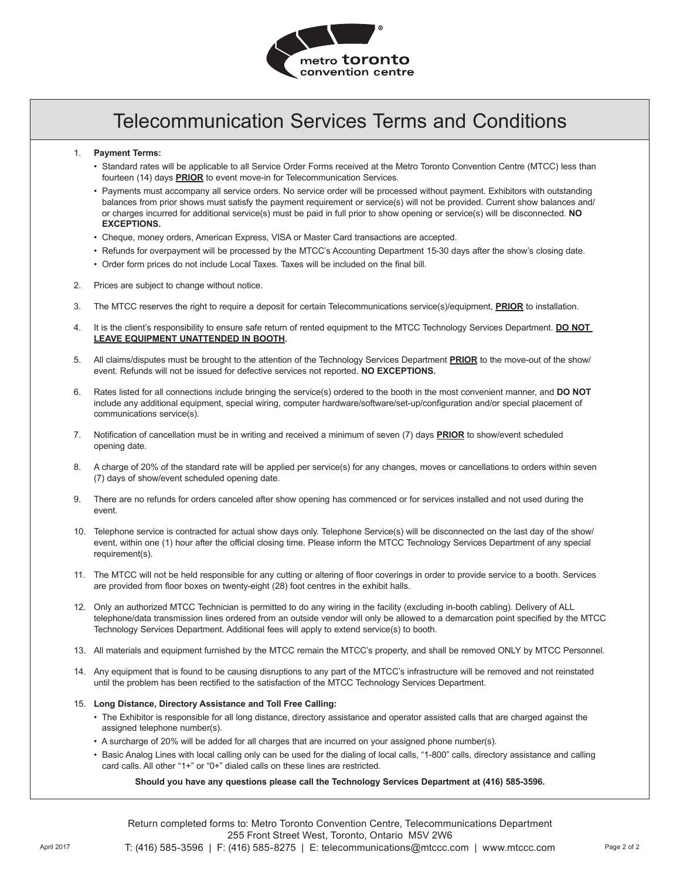# Telecommunication Services Terms and Conditions

1. **Payment Terms:**
   - Standard rates will be applicable to all Service Order Forms received at the Metro Toronto Convention Centre (MTCC) less than fourteen (14) days **PRIOR** to event move-in for Telecommunication Services.
   - Payments must accompany all service orders. No service order will be processed without payment. Exhibitors with outstanding balances from prior shows must satisfy the payment requirement or service(s) will not be provided. Current show balances and/or charges incurred for additional service(s) must be paid in full prior to show opening or service(s) will be disconnected. **NO EXCEPTIONS.**
   - Cheque, money orders, American Express, VISA or Master Card transactions are accepted.
   - Refunds for overpayment will be processed by the MTCC's Accounting Department 15-30 days after the show's closing date.
   - Order form prices do not include Local Taxes. Taxes will be included on the final bill.

2. Prices are subject to change without notice.

3. The MTCC reserves the right to require a deposit for certain Telecommunications service(s)/equipment, **PRIOR** to installation.

4. It is the client's responsibility to ensure safe return of rented equipment to the MTCC Technology Services Department. **DO NOT LEAVE EQUIPMENT UNATTENDED IN BOOTH.**

5. All claims/disputes must be brought to the attention of the Technology Services Department **PRIOR** to the move-out of the show/event. Refunds will not be issued for defective services not reported. **NO EXCEPTIONS.**

6. Rates listed for all connections include bringing the service(s) ordered to the booth in the most convenient manner, and **DO NOT** include any additional equipment, special wiring, computer hardware/software/set-up/configuration and/or special placement of communications service(s).

7. Notification of cancellation must be in writing and received a minimum of seven (7) days **PRIOR** to show/event scheduled opening date.

8. A charge of 20% of the standard rate will be applied per service(s) for any changes, moves or cancellations to orders within seven (7) days of show/event scheduled opening date.

9. There are no refunds for orders canceled after show opening has commenced or for services installed and not used during the event.

10. Telephone service is contracted for actual show days only. Telephone Service(s) will be disconnected on the last day of the show/event, within one (1) hour after the official closing time. Please inform the MTCC Technology Services Department of any special requirement(s).

11. The MTCC will not be held responsible for any cutting or altering of floor coverings in order to provide service to a booth. Services are provided from floor boxes on twenty-eight (28) foot centres in the exhibit halls.

12. Only an authorized MTCC Technician is permitted to do any wiring in the facility (excluding in-booth cabling). Delivery of ALL telephone/data transmission lines ordered from an outside vendor will only be allowed to a demarcation point specified by the MTCC Technology Services Department. Additional fees will apply to extend service(s) to booth.

13. All materials and equipment furnished by the MTCC remain the MTCC's property, and shall be removed ONLY by MTCC Personnel.

14. Any equipment that is found to be causing disruptions to any part of the MTCC's infrastructure will be removed and not reinstated until the problem has been rectified to the satisfaction of the MTCC Technology Services Department.

15. **Long Distance, Directory Assistance and Toll Free Calling:**
    - The Exhibitor is responsible for all long distance, directory assistance and operator assisted calls that are charged against the assigned telephone number(s).
    - A surcharge of 20% will be added for all charges that are incurred on your assigned phone number(s).
    - Basic Analog Lines with local calling only can be used for the dialing of local calls, "1-800" calls, directory assistance and calling card calls. All other "1+" or "0+" dialed calls on these lines are restricted.

**Should you have any questions please call the Technology Services Department at (416) 585-3596.**

Return completed forms to: Metro Toronto Convention Centre, Telecommunications Department
255 Front Street West, Toronto, Ontario M5V 2W6
T: (416) 585-3596 | F: (416) 585-8275 | E: telecommunications@mtccc.com | www.mtccc.com

April 2017